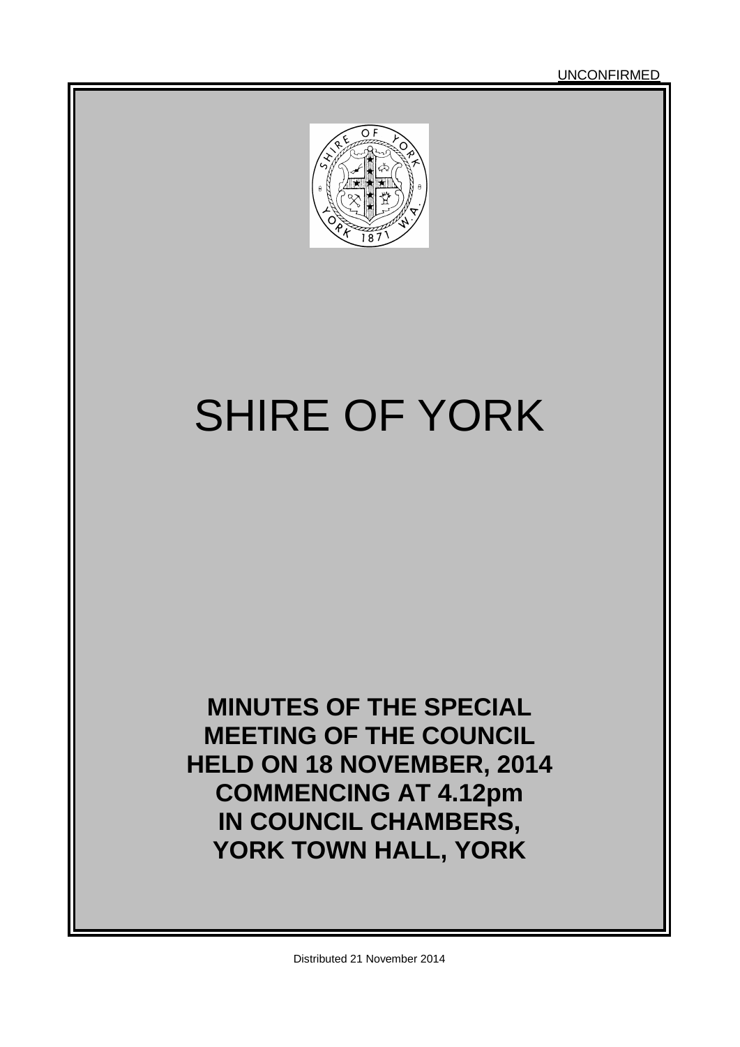UNCONFIRMED

# SHIRE OF YORK

**MINUTES OF THE SPECIAL MEETING OF THE COUNCIL HELD ON 18 NOVEMBER, 2014 COMMENCING AT 4.12pm IN COUNCIL CHAMBERS, YORK TOWN HALL, YORK**

Distributed 21 November 2014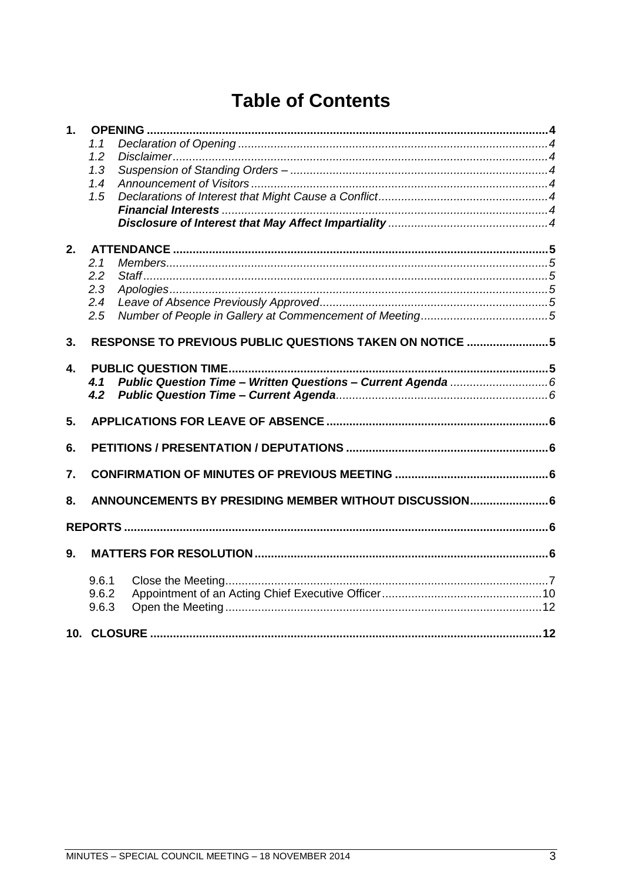# Table of Contents

**1. OPENING** .......... **4**

- 1.1 *Declaration of Opening* .......... *4*
- 1.2 *Disclaimer* .......... *4*
- 1.3 *Suspension of Standing Orders –* .......... *4*
- 1.4 *Announcement of Visitors* .......... *4*
- 1.5 *Declarations of Interest that Might Cause a Conflict* .......... *4*
  - ***Financial Interests*** .......... *4*
  - ***Disclosure of Interest that May Affect Impartiality*** .......... *4*

**2. ATTENDANCE** .......... **5**

- 2.1 *Members* .......... *5*
- 2.2 *Staff* .......... *5*
- 2.3 *Apologies* .......... *5*
- 2.4 *Leave of Absence Previously Approved* .......... *5*
- 2.5 *Number of People in Gallery at Commencement of Meeting* .......... *5*

**3. RESPONSE TO PREVIOUS PUBLIC QUESTIONS TAKEN ON NOTICE** .......... **5**

**4. PUBLIC QUESTION TIME** .......... **5**

- ***4.1 Public Question Time – Written Questions – Current Agenda*** .......... *6*
- ***4.2 Public Question Time – Current Agenda*** .......... *6*

**5. APPLICATIONS FOR LEAVE OF ABSENCE** .......... **6**

**6. PETITIONS / PRESENTATION / DEPUTATIONS** .......... **6**

**7. CONFIRMATION OF MINUTES OF PREVIOUS MEETING** .......... **6**

**8. ANNOUNCEMENTS BY PRESIDING MEMBER WITHOUT DISCUSSION** .......... **6**

**REPORTS** .......... **6**

**9. MATTERS FOR RESOLUTION** .......... **6**

- 9.6.1 Close the Meeting .......... 7
- 9.6.2 Appointment of an Acting Chief Executive Officer .......... 10
- 9.6.3 Open the Meeting .......... 12

**10. CLOSURE** .......... **12**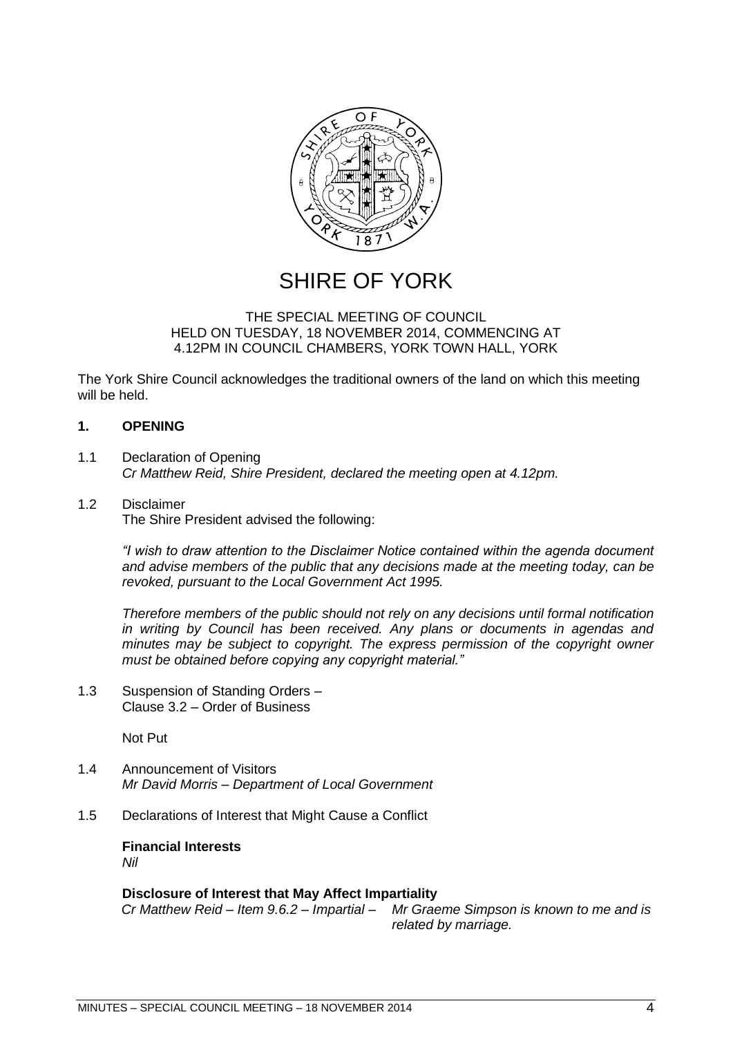# SHIRE OF YORK

THE SPECIAL MEETING OF COUNCIL
HELD ON TUESDAY, 18 NOVEMBER 2014, COMMENCING AT
4.12PM IN COUNCIL CHAMBERS, YORK TOWN HALL, YORK

The York Shire Council acknowledges the traditional owners of the land on which this meeting will be held.

## 1. OPENING

1.1 Declaration of Opening
*Cr Matthew Reid, Shire President, declared the meeting open at 4.12pm.*

1.2 Disclaimer
The Shire President advised the following:

*"I wish to draw attention to the Disclaimer Notice contained within the agenda document and advise members of the public that any decisions made at the meeting today, can be revoked, pursuant to the Local Government Act 1995.*

*Therefore members of the public should not rely on any decisions until formal notification in writing by Council has been received. Any plans or documents in agendas and minutes may be subject to copyright. The express permission of the copyright owner must be obtained before copying any copyright material."*

1.3 Suspension of Standing Orders –
Clause 3.2 – Order of Business

Not Put

1.4 Announcement of Visitors
*Mr David Morris – Department of Local Government*

1.5 Declarations of Interest that Might Cause a Conflict

**Financial Interests**
*Nil*

**Disclosure of Interest that May Affect Impartiality**
*Cr Matthew Reid – Item 9.6.2 – Impartial – Mr Graeme Simpson is known to me and is related by marriage.*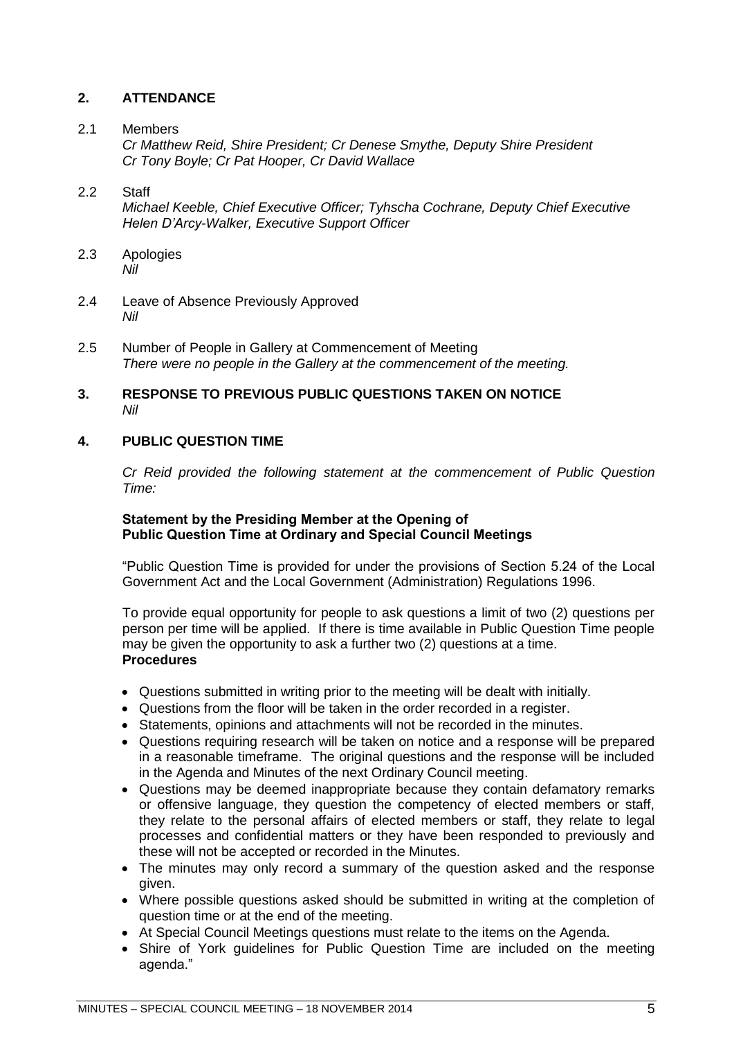## 2. ATTENDANCE

2.1 Members
*Cr Matthew Reid, Shire President; Cr Denese Smythe, Deputy Shire President*
*Cr Tony Boyle; Cr Pat Hooper, Cr David Wallace*

2.2 Staff
*Michael Keeble, Chief Executive Officer; Tyhscha Cochrane, Deputy Chief Executive*
*Helen D'Arcy-Walker, Executive Support Officer*

2.3 Apologies
*Nil*

2.4 Leave of Absence Previously Approved
*Nil*

2.5 Number of People in Gallery at Commencement of Meeting
*There were no people in the Gallery at the commencement of the meeting.*

## 3. RESPONSE TO PREVIOUS PUBLIC QUESTIONS TAKEN ON NOTICE

*Nil*

## 4. PUBLIC QUESTION TIME

*Cr Reid provided the following statement at the commencement of Public Question Time:*

**Statement by the Presiding Member at the Opening of Public Question Time at Ordinary and Special Council Meetings**

"Public Question Time is provided for under the provisions of Section 5.24 of the Local Government Act and the Local Government (Administration) Regulations 1996.

To provide equal opportunity for people to ask questions a limit of two (2) questions per person per time will be applied. If there is time available in Public Question Time people may be given the opportunity to ask a further two (2) questions at a time.

**Procedures**

- Questions submitted in writing prior to the meeting will be dealt with initially.
- Questions from the floor will be taken in the order recorded in a register.
- Statements, opinions and attachments will not be recorded in the minutes.
- Questions requiring research will be taken on notice and a response will be prepared in a reasonable timeframe. The original questions and the response will be included in the Agenda and Minutes of the next Ordinary Council meeting.
- Questions may be deemed inappropriate because they contain defamatory remarks or offensive language, they question the competency of elected members or staff, they relate to the personal affairs of elected members or staff, they relate to legal processes and confidential matters or they have been responded to previously and these will not be accepted or recorded in the Minutes.
- The minutes may only record a summary of the question asked and the response given.
- Where possible questions asked should be submitted in writing at the completion of question time or at the end of the meeting.
- At Special Council Meetings questions must relate to the items on the Agenda.
- Shire of York guidelines for Public Question Time are included on the meeting agenda."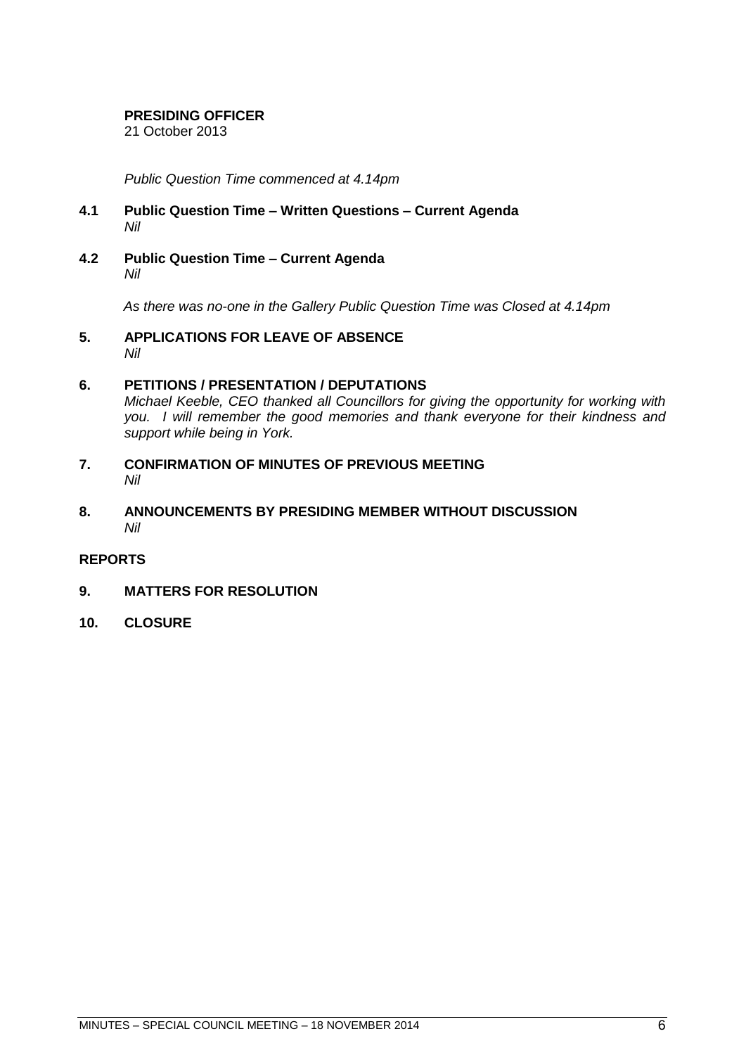**PRESIDING OFFICER**
21 October 2013

*Public Question Time commenced at 4.14pm*

### 4.1 Public Question Time – Written Questions – Current Agenda

*Nil*

### 4.2 Public Question Time – Current Agenda

*Nil*

*As there was no-one in the Gallery Public Question Time was Closed at 4.14pm*

## 5. APPLICATIONS FOR LEAVE OF ABSENCE

*Nil*

## 6. PETITIONS / PRESENTATION / DEPUTATIONS

*Michael Keeble, CEO thanked all Councillors for giving the opportunity for working with you. I will remember the good memories and thank everyone for their kindness and support while being in York.*

## 7. CONFIRMATION OF MINUTES OF PREVIOUS MEETING

*Nil*

## 8. ANNOUNCEMENTS BY PRESIDING MEMBER WITHOUT DISCUSSION

*Nil*

## REPORTS

## 9. MATTERS FOR RESOLUTION

## 10. CLOSURE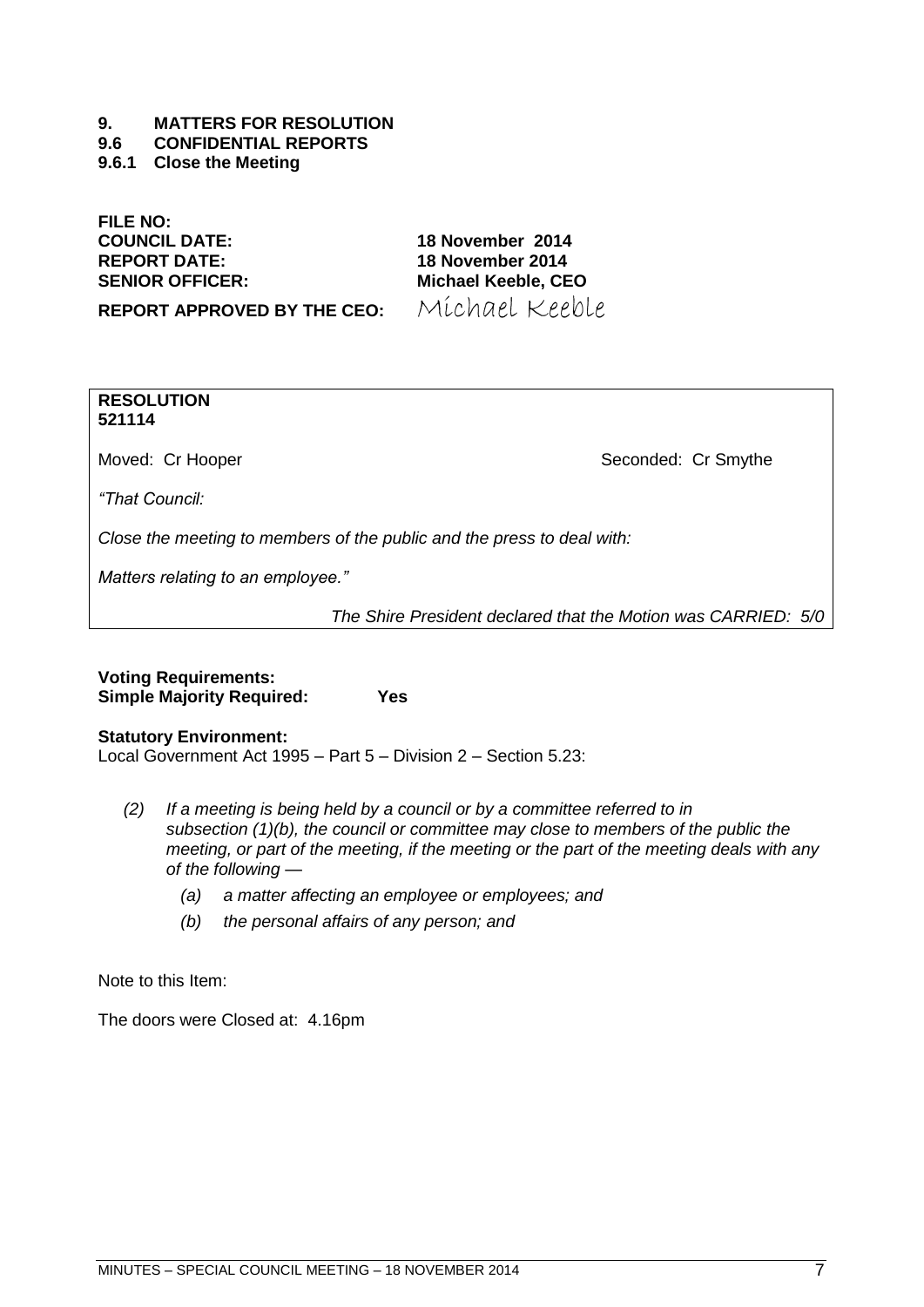# 9. MATTERS FOR RESOLUTION

## 9.6 CONFIDENTIAL REPORTS

### 9.6.1 Close the Meeting

| | |
|---|---|
| **FILE NO:** | |
| **COUNCIL DATE:** | **18 November 2014** |
| **REPORT DATE:** | **18 November 2014** |
| **SENIOR OFFICER:** | **Michael Keeble, CEO** |
| **REPORT APPROVED BY THE CEO:** | Michael Keeble |

**RESOLUTION**
**521114**

Moved: Cr Hooper — Seconded: Cr Smythe

*"That Council:*

*Close the meeting to members of the public and the press to deal with:*

*Matters relating to an employee."*

*The Shire President declared that the Motion was CARRIED: 5/0*

**Voting Requirements:**
**Simple Majority Required: Yes**

**Statutory Environment:**
Local Government Act 1995 – Part 5 – Division 2 – Section 5.23:

*(2) If a meeting is being held by a council or by a committee referred to in subsection (1)(b), the council or committee may close to members of the public the meeting, or part of the meeting, if the meeting or the part of the meeting deals with any of the following —*

*(a) a matter affecting an employee or employees; and*

*(b) the personal affairs of any person; and*

Note to this Item:

The doors were Closed at: 4.16pm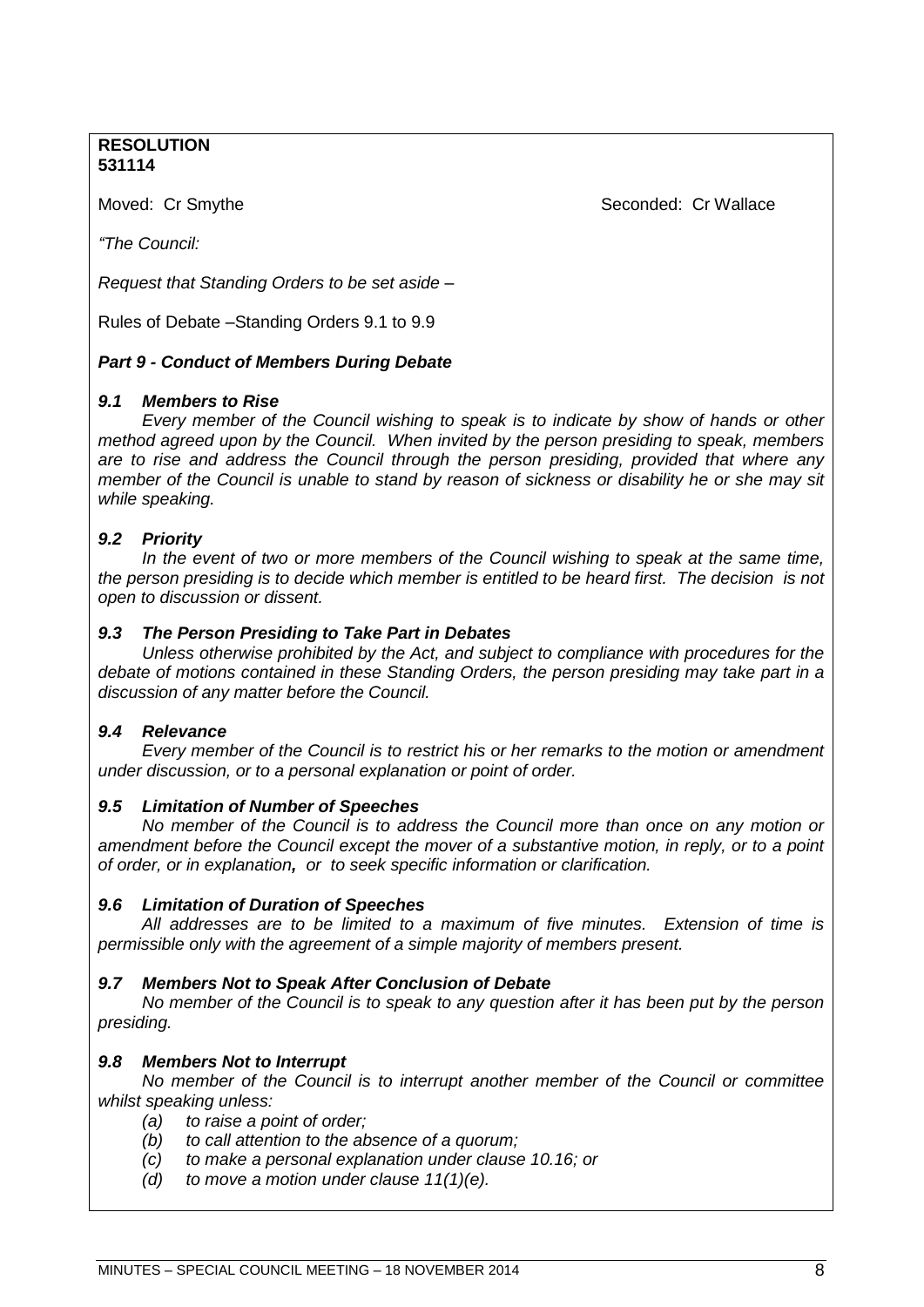**RESOLUTION**
**531114**

Moved: Cr Smythe Seconded: Cr Wallace

*"The Council:*

*Request that Standing Orders to be set aside –*

Rules of Debate –Standing Orders 9.1 to 9.9

***Part 9 - Conduct of Members During Debate***

***9.1 Members to Rise***

*Every member of the Council wishing to speak is to indicate by show of hands or other method agreed upon by the Council. When invited by the person presiding to speak, members are to rise and address the Council through the person presiding, provided that where any member of the Council is unable to stand by reason of sickness or disability he or she may sit while speaking.*

***9.2 Priority***

*In the event of two or more members of the Council wishing to speak at the same time, the person presiding is to decide which member is entitled to be heard first. The decision is not open to discussion or dissent.*

***9.3 The Person Presiding to Take Part in Debates***

*Unless otherwise prohibited by the Act, and subject to compliance with procedures for the debate of motions contained in these Standing Orders, the person presiding may take part in a discussion of any matter before the Council.*

***9.4 Relevance***

*Every member of the Council is to restrict his or her remarks to the motion or amendment under discussion, or to a personal explanation or point of order.*

***9.5 Limitation of Number of Speeches***

*No member of the Council is to address the Council more than once on any motion or amendment before the Council except the mover of a substantive motion, in reply, or to a point of order, or in explanation**,** or to seek specific information or clarification.*

***9.6 Limitation of Duration of Speeches***

*All addresses are to be limited to a maximum of five minutes. Extension of time is permissible only with the agreement of a simple majority of members present.*

***9.7 Members Not to Speak After Conclusion of Debate***

*No member of the Council is to speak to any question after it has been put by the person presiding.*

***9.8 Members Not to Interrupt***

*No member of the Council is to interrupt another member of the Council or committee whilst speaking unless:*

- *(a) to raise a point of order;*
- *(b) to call attention to the absence of a quorum;*
- *(c) to make a personal explanation under clause 10.16; or*
- *(d) to move a motion under clause 11(1)(e).*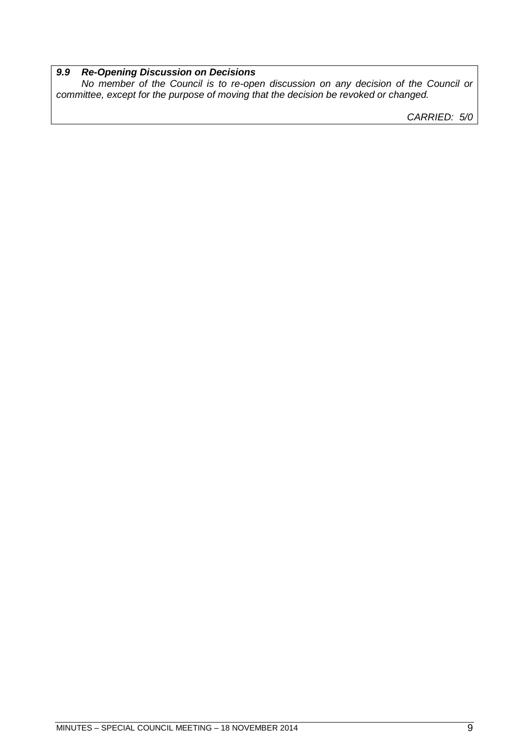***9.9 Re-Opening Discussion on Decisions***

*No member of the Council is to re-open discussion on any decision of the Council or committee, except for the purpose of moving that the decision be revoked or changed.*

*CARRIED: 5/0*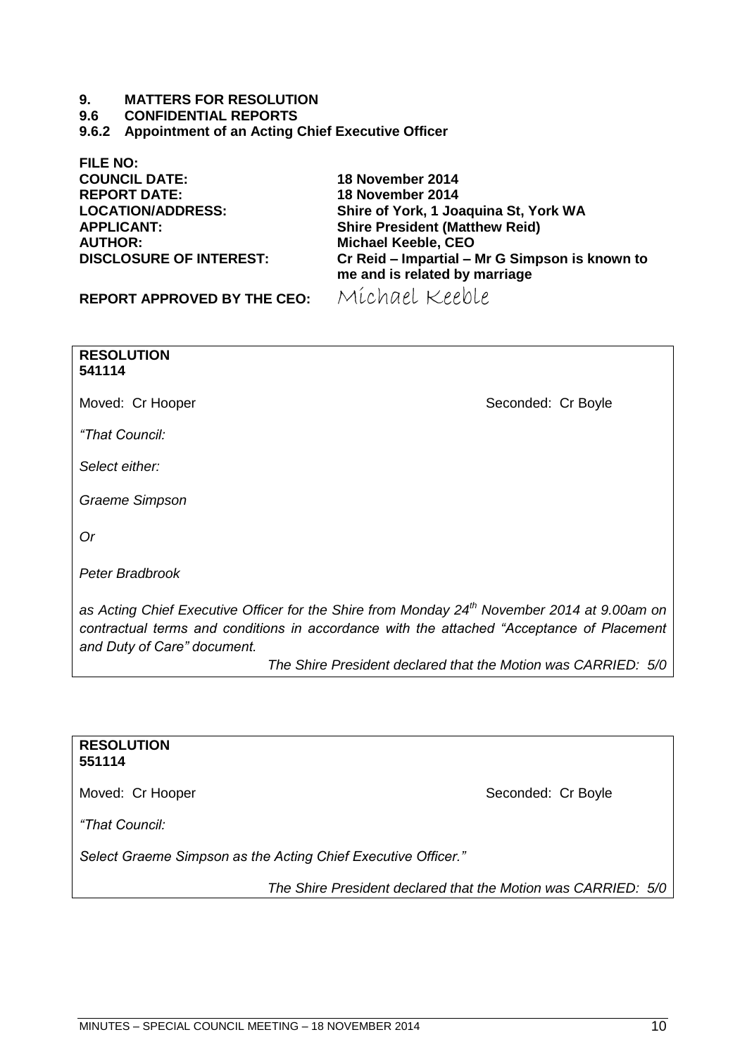# 9. MATTERS FOR RESOLUTION

## 9.6 CONFIDENTIAL REPORTS

### 9.6.2 Appointment of an Acting Chief Executive Officer

| | |
|---|---|
| **FILE NO:** | |
| **COUNCIL DATE:** | **18 November 2014** |
| **REPORT DATE:** | **18 November 2014** |
| **LOCATION/ADDRESS:** | **Shire of York, 1 Joaquina St, York WA** |
| **APPLICANT:** | **Shire President (Matthew Reid)** |
| **AUTHOR:** | **Michael Keeble, CEO** |
| **DISCLOSURE OF INTEREST:** | **Cr Reid – Impartial – Mr G Simpson is known to me and is related by marriage** |
| **REPORT APPROVED BY THE CEO:** | Michael Keeble |

---

**RESOLUTION**
**541114**

Moved: Cr Hooper    Seconded: Cr Boyle

*"That Council:*

*Select either:*

*Graeme Simpson*

*Or*

*Peter Bradbrook*

*as Acting Chief Executive Officer for the Shire from Monday 24th November 2014 at 9.00am on contractual terms and conditions in accordance with the attached "Acceptance of Placement and Duty of Care" document.*

*The Shire President declared that the Motion was CARRIED: 5/0*

---

**RESOLUTION**
**551114**

Moved: Cr Hooper    Seconded: Cr Boyle

*"That Council:*

*Select Graeme Simpson as the Acting Chief Executive Officer."*

*The Shire President declared that the Motion was CARRIED: 5/0*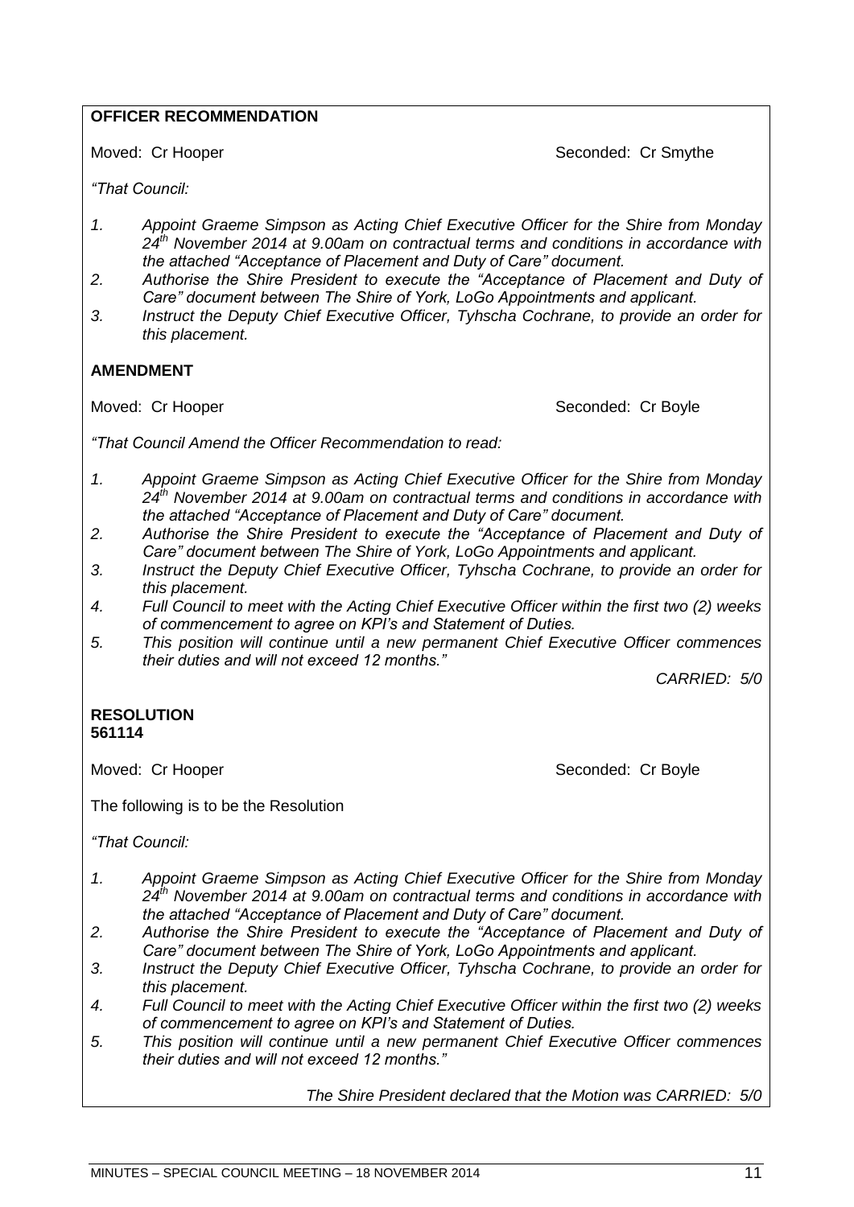**OFFICER RECOMMENDATION**

Moved: Cr Hooper Seconded: Cr Smythe

*"That Council:*

1. *Appoint Graeme Simpson as Acting Chief Executive Officer for the Shire from Monday 24th November 2014 at 9.00am on contractual terms and conditions in accordance with the attached "Acceptance of Placement and Duty of Care" document.*
2. *Authorise the Shire President to execute the "Acceptance of Placement and Duty of Care" document between The Shire of York, LoGo Appointments and applicant.*
3. *Instruct the Deputy Chief Executive Officer, Tyhscha Cochrane, to provide an order for this placement.*

**AMENDMENT**

Moved: Cr Hooper Seconded: Cr Boyle

*"That Council Amend the Officer Recommendation to read:*

1. *Appoint Graeme Simpson as Acting Chief Executive Officer for the Shire from Monday 24th November 2014 at 9.00am on contractual terms and conditions in accordance with the attached "Acceptance of Placement and Duty of Care" document.*
2. *Authorise the Shire President to execute the "Acceptance of Placement and Duty of Care" document between The Shire of York, LoGo Appointments and applicant.*
3. *Instruct the Deputy Chief Executive Officer, Tyhscha Cochrane, to provide an order for this placement.*
4. *Full Council to meet with the Acting Chief Executive Officer within the first two (2) weeks of commencement to agree on KPI's and Statement of Duties.*
5. *This position will continue until a new permanent Chief Executive Officer commences their duties and will not exceed 12 months."*

*CARRIED: 5/0*

**RESOLUTION**
**561114**

Moved: Cr Hooper Seconded: Cr Boyle

The following is to be the Resolution

*"That Council:*

1. *Appoint Graeme Simpson as Acting Chief Executive Officer for the Shire from Monday 24th November 2014 at 9.00am on contractual terms and conditions in accordance with the attached "Acceptance of Placement and Duty of Care" document.*
2. *Authorise the Shire President to execute the "Acceptance of Placement and Duty of Care" document between The Shire of York, LoGo Appointments and applicant.*
3. *Instruct the Deputy Chief Executive Officer, Tyhscha Cochrane, to provide an order for this placement.*
4. *Full Council to meet with the Acting Chief Executive Officer within the first two (2) weeks of commencement to agree on KPI's and Statement of Duties.*
5. *This position will continue until a new permanent Chief Executive Officer commences their duties and will not exceed 12 months."*

*The Shire President declared that the Motion was CARRIED: 5/0*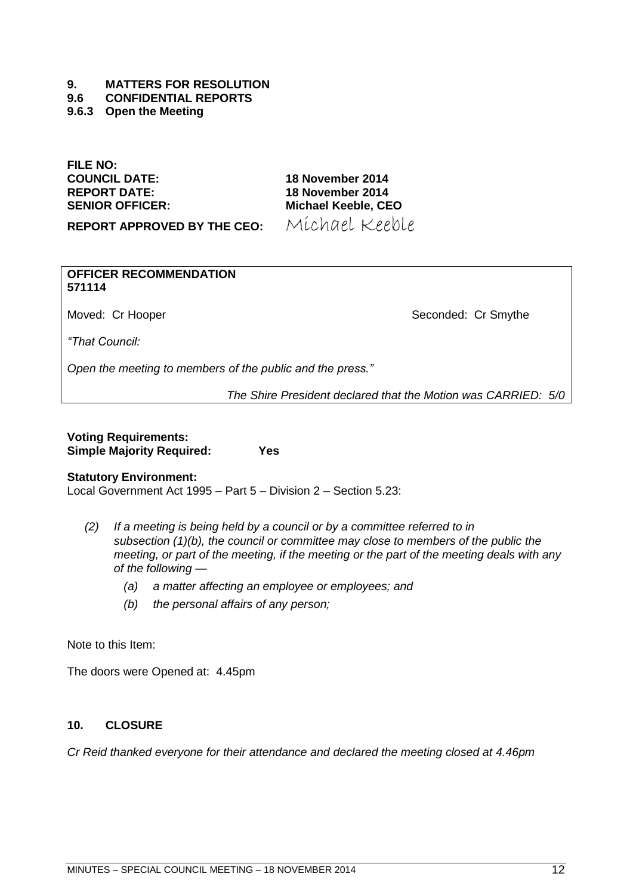# 9. MATTERS FOR RESOLUTION

## 9.6 CONFIDENTIAL REPORTS

### 9.6.3 Open the Meeting

| | |
|---|---|
| **FILE NO:** | |
| **COUNCIL DATE:** | **18 November 2014** |
| **REPORT DATE:** | **18 November 2014** |
| **SENIOR OFFICER:** | **Michael Keeble, CEO** |
| **REPORT APPROVED BY THE CEO:** | Michael Keeble |

**OFFICER RECOMMENDATION**
**571114**

Moved: Cr Hooper                                        Seconded: Cr Smythe

*"That Council:*

*Open the meeting to members of the public and the press."*

*The Shire President declared that the Motion was CARRIED: 5/0*

**Voting Requirements:**
**Simple Majority Required:** **Yes**

**Statutory Environment:**
Local Government Act 1995 – Part 5 – Division 2 – Section 5.23:

*(2) If a meeting is being held by a council or by a committee referred to in subsection (1)(b), the council or committee may close to members of the public the meeting, or part of the meeting, if the meeting or the part of the meeting deals with any of the following —*

*(a) a matter affecting an employee or employees; and*

*(b) the personal affairs of any person;*

Note to this Item:

The doors were Opened at: 4.45pm

# 10. CLOSURE

*Cr Reid thanked everyone for their attendance and declared the meeting closed at 4.46pm*